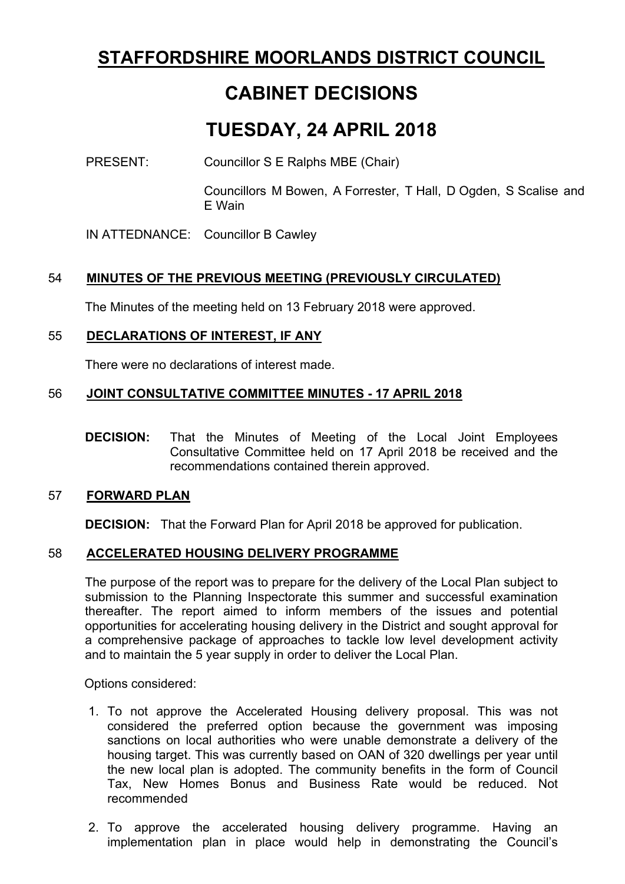# STAFFORDSHIRE MOORLANDS DISTRICT COUNCIL

# CABINET DECISIONS

# TUESDAY, 24 APRIL 2018

PRESENT: Councillor S E Ralphs MBE (Chair)

Councillors M Bowen, A Forrester, T Hall, D Ogden, S Scalise and E Wain

IN ATTEDNANCE: Councillor B Cawley

## 54 MINUTES OF THE PREVIOUS MEETING (PREVIOUSLY CIRCULATED)

The Minutes of the meeting held on 13 February 2018 were approved.

## 55 DECLARATIONS OF INTEREST, IF ANY

There were no declarations of interest made.

## 56 JOINT CONSULTATIVE COMMITTEE MINUTES - 17 APRIL 2018

**DECISION:** That the Minutes of Meeting of the Local Joint Employees Consultative Committee held on 17 April 2018 be received and the recommendations contained therein approved.

## 57 FORWARD PLAN

**DECISION:** That the Forward Plan for April 2018 be approved for publication.

## 58 ACCELERATED HOUSING DELIVERY PROGRAMME

The purpose of the report was to prepare for the delivery of the Local Plan subject to submission to the Planning Inspectorate this summer and successful examination thereafter. The report aimed to inform members of the issues and potential opportunities for accelerating housing delivery in the District and sought approval for a comprehensive package of approaches to tackle low level development activity and to maintain the 5 year supply in order to deliver the Local Plan.

Options considered:

1. To not approve the Accelerated Housing delivery proposal. This was not considered the preferred option because the government was imposing sanctions on local authorities who were unable demonstrate a delivery of the housing target. This was currently based on OAN of 320 dwellings per year until the new local plan is adopted. The community benefits in the form of Council Tax, New Homes Bonus and Business Rate would be reduced. Not recommended
2. To approve the accelerated housing delivery programme. Having an implementation plan in place would help in demonstrating the Council's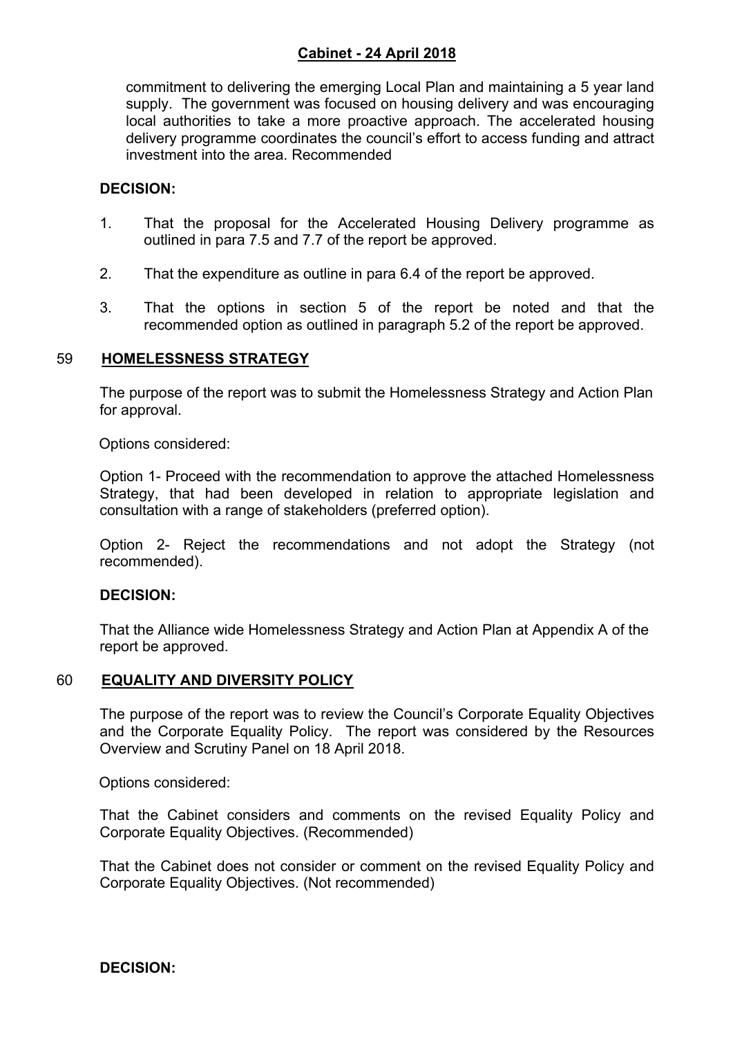commitment to delivering the emerging Local Plan and maintaining a 5 year land supply. The government was focused on housing delivery and was encouraging local authorities to take a more proactive approach. The accelerated housing delivery programme coordinates the council's effort to access funding and attract investment into the area. Recommended

**DECISION:**

1. That the proposal for the Accelerated Housing Delivery programme as outlined in para 7.5 and 7.7 of the report be approved.

2. That the expenditure as outline in para 6.4 of the report be approved.

3. That the options in section 5 of the report be noted and that the recommended option as outlined in paragraph 5.2 of the report be approved.

## 59 HOMELESSNESS STRATEGY

The purpose of the report was to submit the Homelessness Strategy and Action Plan for approval.

Options considered:

Option 1- Proceed with the recommendation to approve the attached Homelessness Strategy, that had been developed in relation to appropriate legislation and consultation with a range of stakeholders (preferred option).

Option 2- Reject the recommendations and not adopt the Strategy (not recommended).

**DECISION:**

That the Alliance wide Homelessness Strategy and Action Plan at Appendix A of the report be approved.

## 60 EQUALITY AND DIVERSITY POLICY

The purpose of the report was to review the Council's Corporate Equality Objectives and the Corporate Equality Policy. The report was considered by the Resources Overview and Scrutiny Panel on 18 April 2018.

Options considered:

That the Cabinet considers and comments on the revised Equality Policy and Corporate Equality Objectives. (Recommended)

That the Cabinet does not consider or comment on the revised Equality Policy and Corporate Equality Objectives. (Not recommended)

**DECISION:**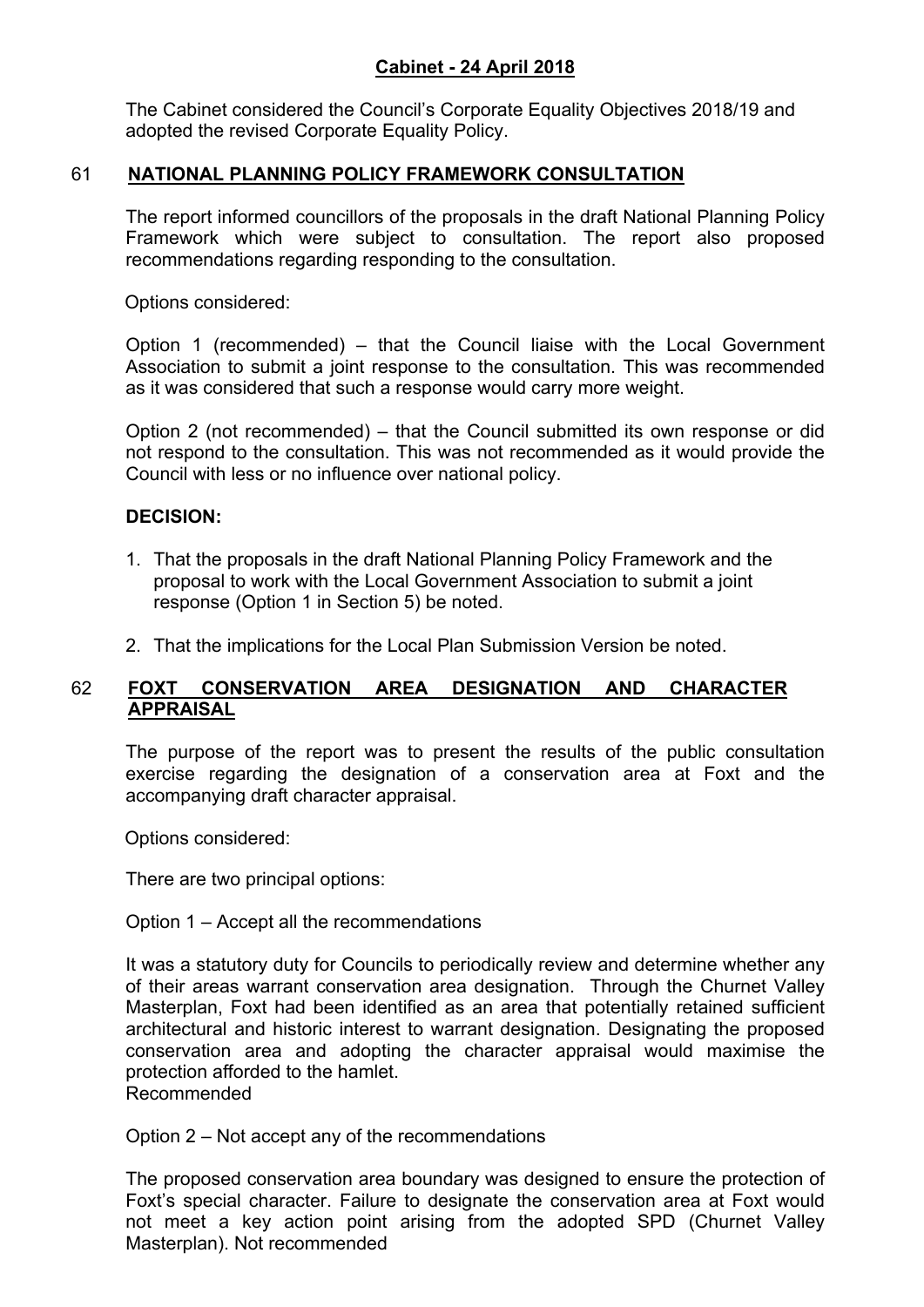The Cabinet considered the Council's Corporate Equality Objectives 2018/19 and adopted the revised Corporate Equality Policy.

## 61 NATIONAL PLANNING POLICY FRAMEWORK CONSULTATION

The report informed councillors of the proposals in the draft National Planning Policy Framework which were subject to consultation. The report also proposed recommendations regarding responding to the consultation.

Options considered:

Option 1 (recommended) – that the Council liaise with the Local Government Association to submit a joint response to the consultation. This was recommended as it was considered that such a response would carry more weight.

Option 2 (not recommended) – that the Council submitted its own response or did not respond to the consultation. This was not recommended as it would provide the Council with less or no influence over national policy.

**DECISION:**

1. That the proposals in the draft National Planning Policy Framework and the proposal to work with the Local Government Association to submit a joint response (Option 1 in Section 5) be noted.

2. That the implications for the Local Plan Submission Version be noted.

## 62 FOXT CONSERVATION AREA DESIGNATION AND CHARACTER APPRAISAL

The purpose of the report was to present the results of the public consultation exercise regarding the designation of a conservation area at Foxt and the accompanying draft character appraisal.

Options considered:

There are two principal options:

Option 1 – Accept all the recommendations

It was a statutory duty for Councils to periodically review and determine whether any of their areas warrant conservation area designation. Through the Churnet Valley Masterplan, Foxt had been identified as an area that potentially retained sufficient architectural and historic interest to warrant designation. Designating the proposed conservation area and adopting the character appraisal would maximise the protection afforded to the hamlet.
Recommended

Option 2 – Not accept any of the recommendations

The proposed conservation area boundary was designed to ensure the protection of Foxt's special character. Failure to designate the conservation area at Foxt would not meet a key action point arising from the adopted SPD (Churnet Valley Masterplan). Not recommended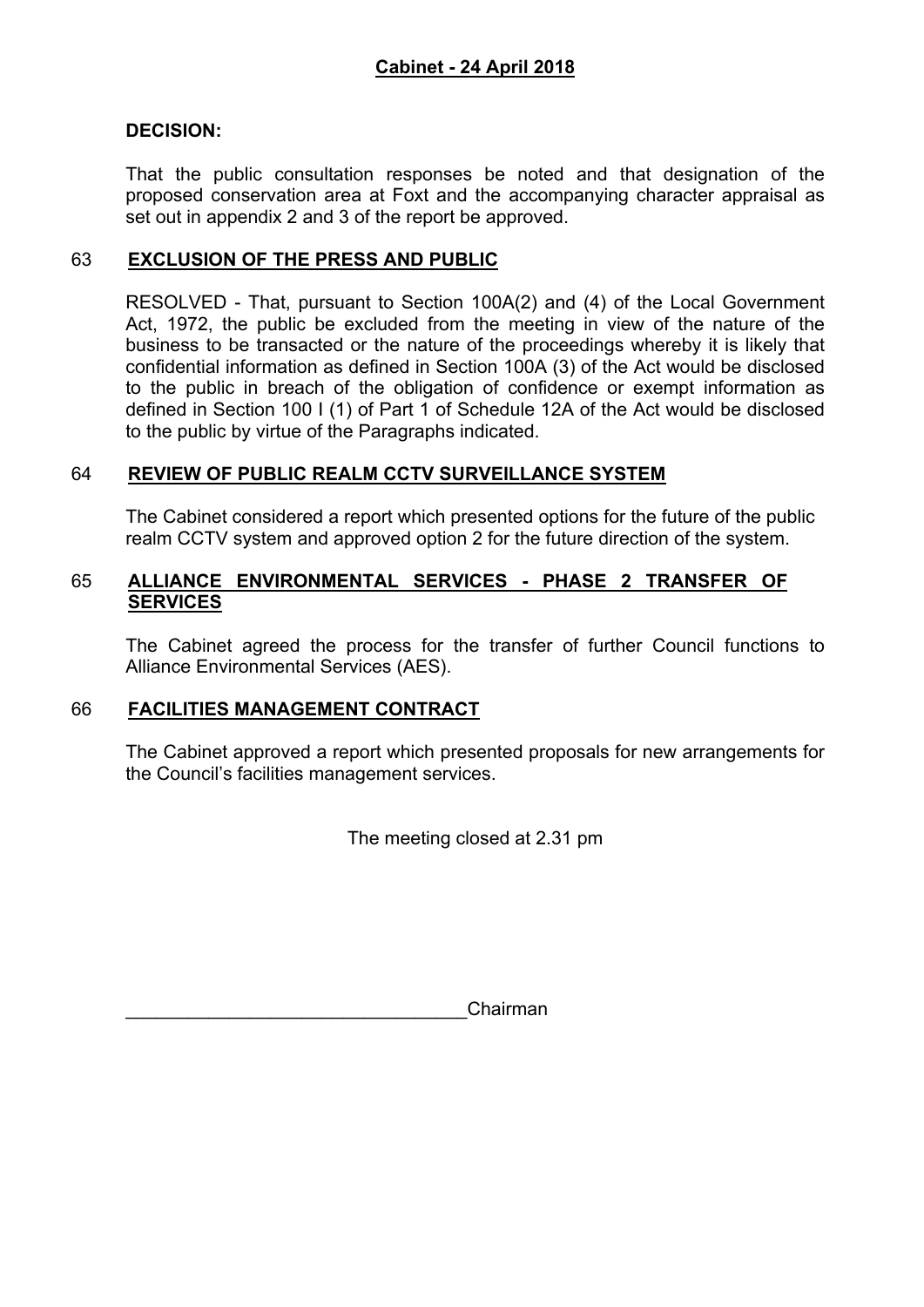**Cabinet - 24 April 2018**

**DECISION:**

That the public consultation responses be noted and that designation of the proposed conservation area at Foxt and the accompanying character appraisal as set out in appendix 2 and 3 of the report be approved.

### 63 EXCLUSION OF THE PRESS AND PUBLIC

RESOLVED - That, pursuant to Section 100A(2) and (4) of the Local Government Act, 1972, the public be excluded from the meeting in view of the nature of the business to be transacted or the nature of the proceedings whereby it is likely that confidential information as defined in Section 100A (3) of the Act would be disclosed to the public in breach of the obligation of confidence or exempt information as defined in Section 100 I (1) of Part 1 of Schedule 12A of the Act would be disclosed to the public by virtue of the Paragraphs indicated.

### 64 REVIEW OF PUBLIC REALM CCTV SURVEILLANCE SYSTEM

The Cabinet considered a report which presented options for the future of the public realm CCTV system and approved option 2 for the future direction of the system.

### 65 ALLIANCE ENVIRONMENTAL SERVICES - PHASE 2 TRANSFER OF SERVICES

The Cabinet agreed the process for the transfer of further Council functions to Alliance Environmental Services (AES).

### 66 FACILITIES MANAGEMENT CONTRACT

The Cabinet approved a report which presented proposals for new arrangements for the Council's facilities management services.

The meeting closed at 2.31 pm

_________________________________Chairman